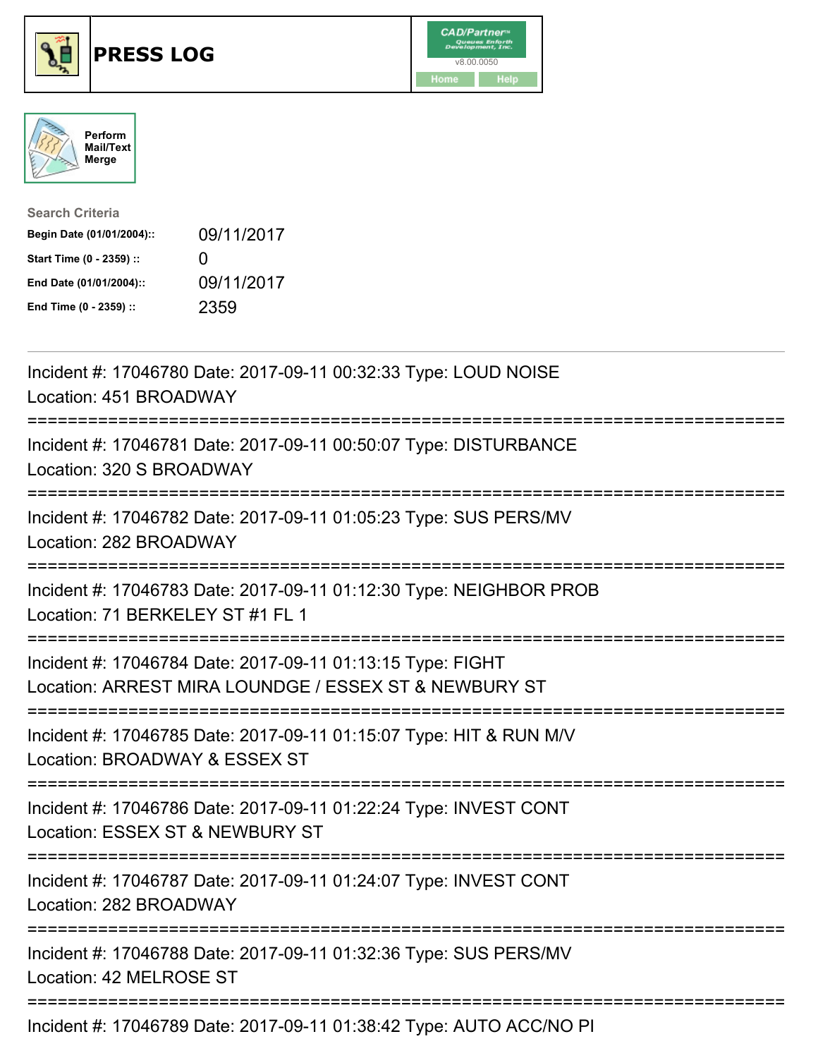# PRESS LOG

CAD/Partner
v8.00.0050
Home Help

Perform Mail/Text Merge

**Search Criteria**

| | |
|---|---|
| **Begin Date (01/01/2004)::** | 09/11/2017 |
| **Start Time (0 - 2359) ::** | 0 |
| **End Date (01/01/2004)::** | 09/11/2017 |
| **End Time (0 - 2359) ::** | 2359 |

---

Incident #: 17046780 Date: 2017-09-11 00:32:33 Type: LOUD NOISE
Location: 451 BROADWAY

===========================================================================

Incident #: 17046781 Date: 2017-09-11 00:50:07 Type: DISTURBANCE
Location: 320 S BROADWAY

===========================================================================

Incident #: 17046782 Date: 2017-09-11 01:05:23 Type: SUS PERS/MV
Location: 282 BROADWAY

===========================================================================

Incident #: 17046783 Date: 2017-09-11 01:12:30 Type: NEIGHBOR PROB
Location: 71 BERKELEY ST #1 FL 1

===========================================================================

Incident #: 17046784 Date: 2017-09-11 01:13:15 Type: FIGHT
Location: ARREST MIRA LOUNDGE / ESSEX ST & NEWBURY ST

===========================================================================

Incident #: 17046785 Date: 2017-09-11 01:15:07 Type: HIT & RUN M/V
Location: BROADWAY & ESSEX ST

===========================================================================

Incident #: 17046786 Date: 2017-09-11 01:22:24 Type: INVEST CONT
Location: ESSEX ST & NEWBURY ST

===========================================================================

Incident #: 17046787 Date: 2017-09-11 01:24:07 Type: INVEST CONT
Location: 282 BROADWAY

===========================================================================

Incident #: 17046788 Date: 2017-09-11 01:32:36 Type: SUS PERS/MV
Location: 42 MELROSE ST

===========================================================================

Incident #: 17046789 Date: 2017-09-11 01:38:42 Type: AUTO ACC/NO PI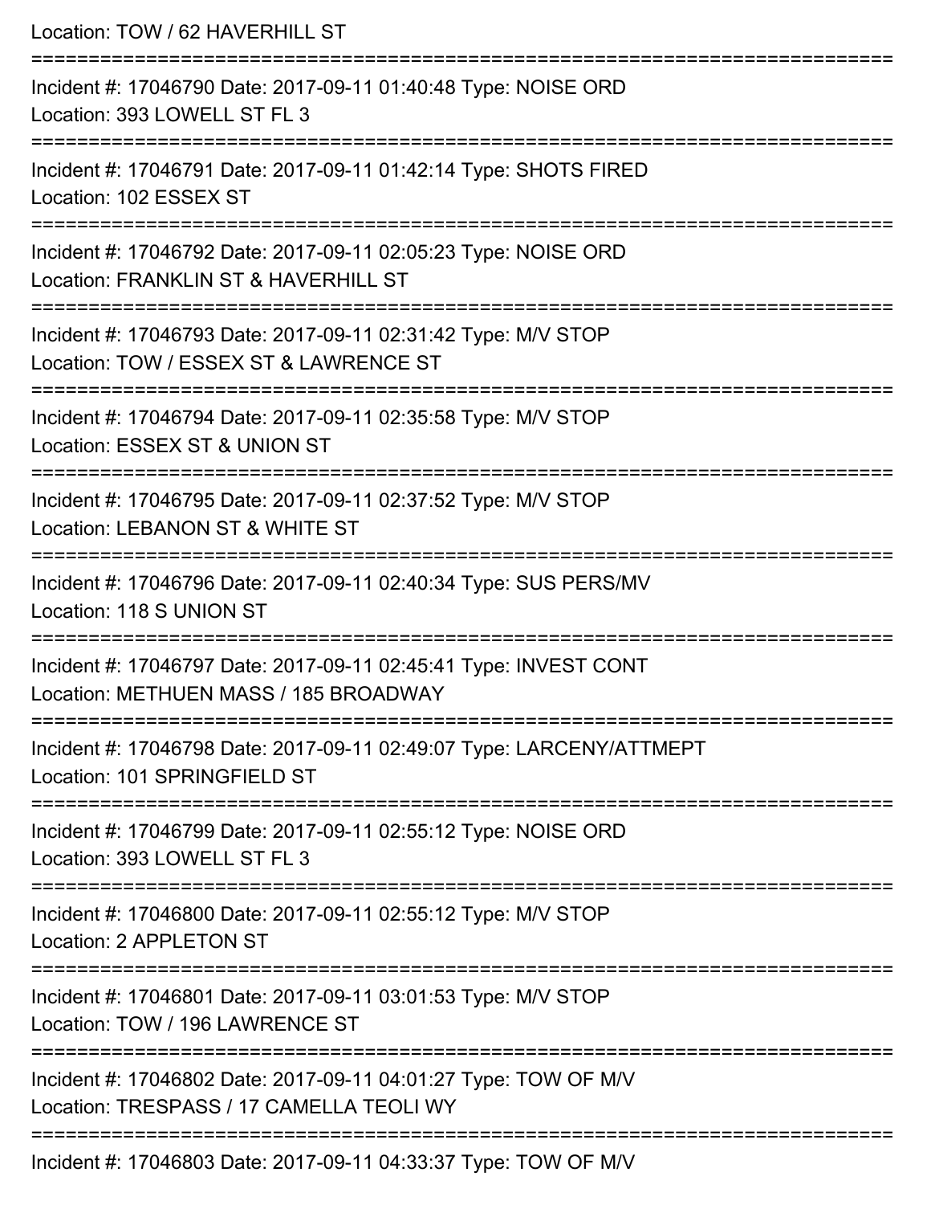Location: TOW / 62 HAVERHILL ST

===========================================================================

Incident #: 17046790 Date: 2017-09-11 01:40:48 Type: NOISE ORD
Location: 393 LOWELL ST FL 3

===========================================================================

Incident #: 17046791 Date: 2017-09-11 01:42:14 Type: SHOTS FIRED
Location: 102 ESSEX ST

===========================================================================

Incident #: 17046792 Date: 2017-09-11 02:05:23 Type: NOISE ORD
Location: FRANKLIN ST & HAVERHILL ST

===========================================================================

Incident #: 17046793 Date: 2017-09-11 02:31:42 Type: M/V STOP
Location: TOW / ESSEX ST & LAWRENCE ST

===========================================================================

Incident #: 17046794 Date: 2017-09-11 02:35:58 Type: M/V STOP
Location: ESSEX ST & UNION ST

===========================================================================

Incident #: 17046795 Date: 2017-09-11 02:37:52 Type: M/V STOP
Location: LEBANON ST & WHITE ST

===========================================================================

Incident #: 17046796 Date: 2017-09-11 02:40:34 Type: SUS PERS/MV
Location: 118 S UNION ST

===========================================================================

Incident #: 17046797 Date: 2017-09-11 02:45:41 Type: INVEST CONT
Location: METHUEN MASS / 185 BROADWAY

===========================================================================

Incident #: 17046798 Date: 2017-09-11 02:49:07 Type: LARCENY/ATTMEPT
Location: 101 SPRINGFIELD ST

===========================================================================

Incident #: 17046799 Date: 2017-09-11 02:55:12 Type: NOISE ORD
Location: 393 LOWELL ST FL 3

===========================================================================

Incident #: 17046800 Date: 2017-09-11 02:55:12 Type: M/V STOP
Location: 2 APPLETON ST

===========================================================================

Incident #: 17046801 Date: 2017-09-11 03:01:53 Type: M/V STOP
Location: TOW / 196 LAWRENCE ST

===========================================================================

Incident #: 17046802 Date: 2017-09-11 04:01:27 Type: TOW OF M/V
Location: TRESPASS / 17 CAMELLA TEOLI WY

===========================================================================

Incident #: 17046803 Date: 2017-09-11 04:33:37 Type: TOW OF M/V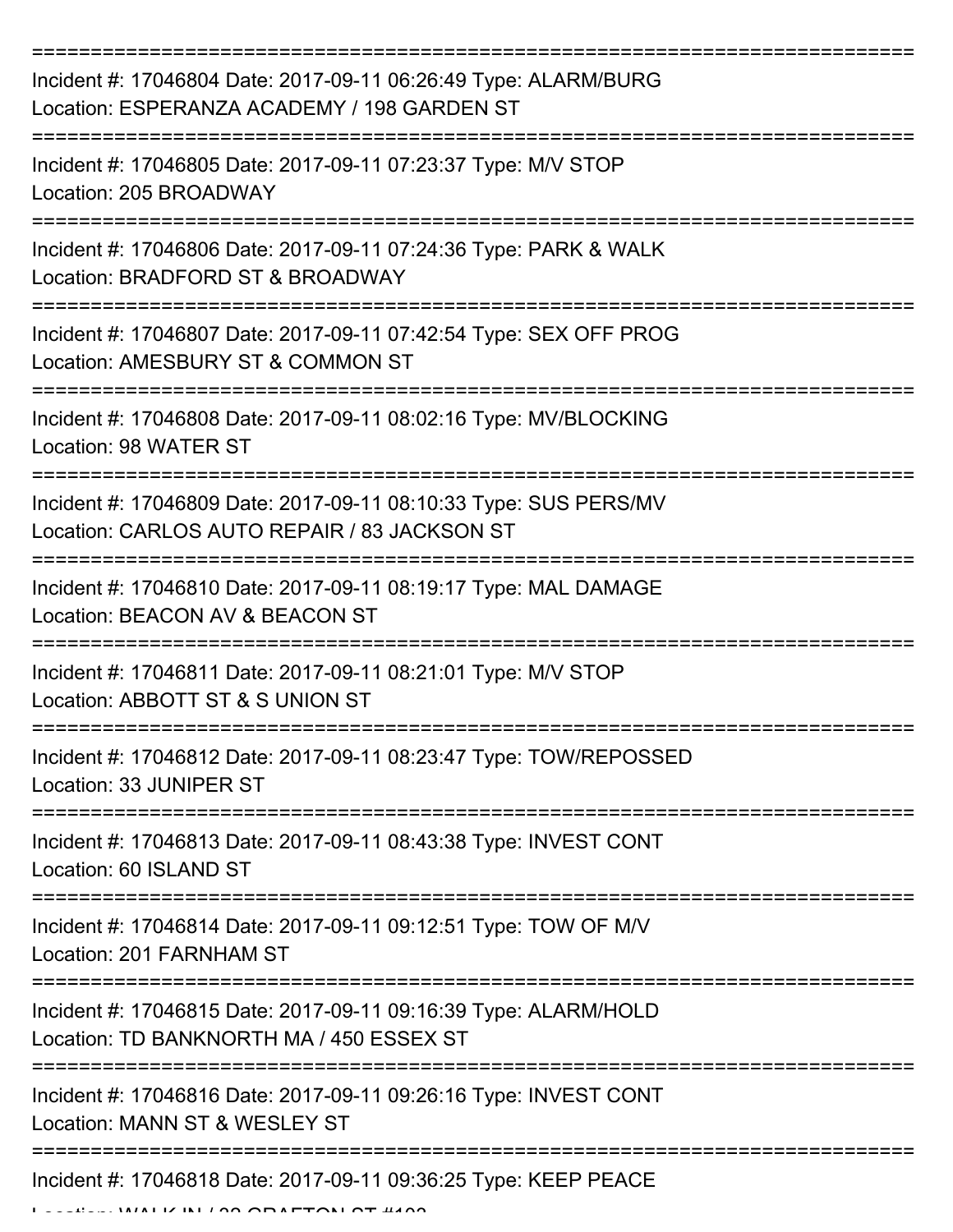===========================================================================

Incident #: 17046804 Date: 2017-09-11 06:26:49 Type: ALARM/BURG
Location: ESPERANZA ACADEMY / 198 GARDEN ST

===========================================================================

Incident #: 17046805 Date: 2017-09-11 07:23:37 Type: M/V STOP
Location: 205 BROADWAY

===========================================================================

Incident #: 17046806 Date: 2017-09-11 07:24:36 Type: PARK & WALK
Location: BRADFORD ST & BROADWAY

===========================================================================

Incident #: 17046807 Date: 2017-09-11 07:42:54 Type: SEX OFF PROG
Location: AMESBURY ST & COMMON ST

===========================================================================

Incident #: 17046808 Date: 2017-09-11 08:02:16 Type: MV/BLOCKING
Location: 98 WATER ST

===========================================================================

Incident #: 17046809 Date: 2017-09-11 08:10:33 Type: SUS PERS/MV
Location: CARLOS AUTO REPAIR / 83 JACKSON ST

===========================================================================

Incident #: 17046810 Date: 2017-09-11 08:19:17 Type: MAL DAMAGE
Location: BEACON AV & BEACON ST

===========================================================================

Incident #: 17046811 Date: 2017-09-11 08:21:01 Type: M/V STOP
Location: ABBOTT ST & S UNION ST

===========================================================================

Incident #: 17046812 Date: 2017-09-11 08:23:47 Type: TOW/REPOSSED
Location: 33 JUNIPER ST

===========================================================================

Incident #: 17046813 Date: 2017-09-11 08:43:38 Type: INVEST CONT
Location: 60 ISLAND ST

===========================================================================

Incident #: 17046814 Date: 2017-09-11 09:12:51 Type: TOW OF M/V
Location: 201 FARNHAM ST

===========================================================================

Incident #: 17046815 Date: 2017-09-11 09:16:39 Type: ALARM/HOLD
Location: TD BANKNORTH MA / 450 ESSEX ST

===========================================================================

Incident #: 17046816 Date: 2017-09-11 09:26:16 Type: INVEST CONT
Location: MANN ST & WESLEY ST

===========================================================================

Incident #: 17046818 Date: 2017-09-11 09:36:25 Type: KEEP PEACE
Location: WALK IN / 32 GRAFTON ST #102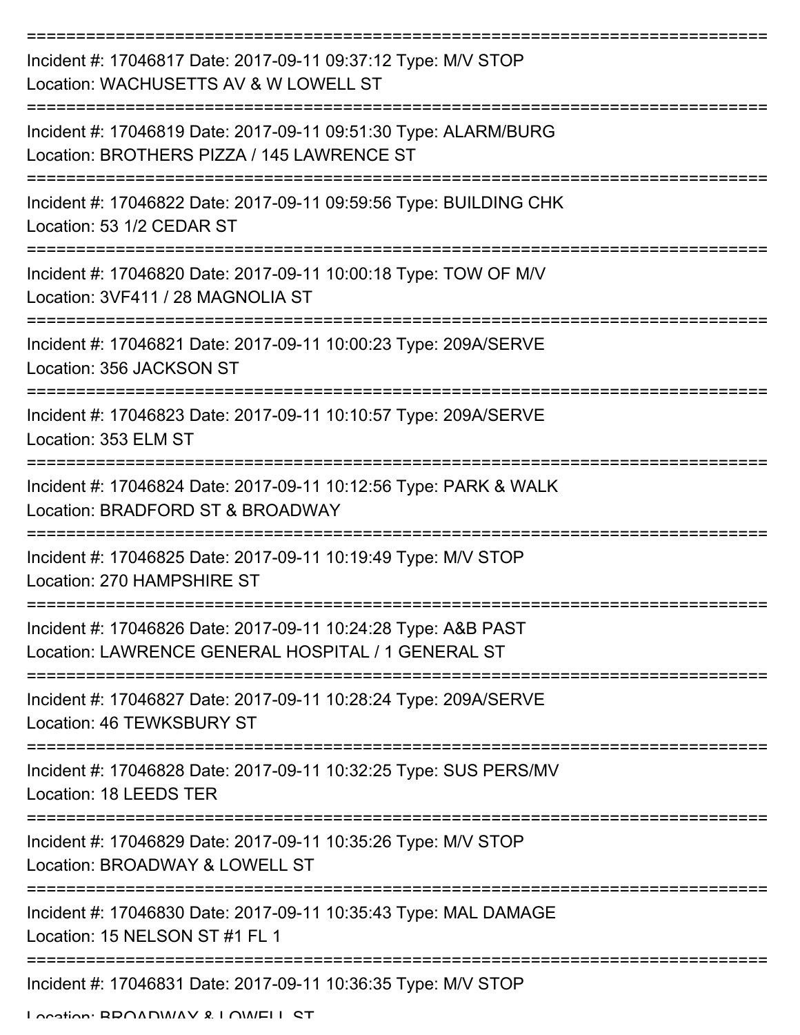===========================================================================

Incident #: 17046817 Date: 2017-09-11 09:37:12 Type: M/V STOP
Location: WACHUSETTS AV & W LOWELL ST

===========================================================================

Incident #: 17046819 Date: 2017-09-11 09:51:30 Type: ALARM/BURG
Location: BROTHERS PIZZA / 145 LAWRENCE ST

===========================================================================

Incident #: 17046822 Date: 2017-09-11 09:59:56 Type: BUILDING CHK
Location: 53 1/2 CEDAR ST

===========================================================================

Incident #: 17046820 Date: 2017-09-11 10:00:18 Type: TOW OF M/V
Location: 3VF411 / 28 MAGNOLIA ST

===========================================================================

Incident #: 17046821 Date: 2017-09-11 10:00:23 Type: 209A/SERVE
Location: 356 JACKSON ST

===========================================================================

Incident #: 17046823 Date: 2017-09-11 10:10:57 Type: 209A/SERVE
Location: 353 ELM ST

===========================================================================

Incident #: 17046824 Date: 2017-09-11 10:12:56 Type: PARK & WALK
Location: BRADFORD ST & BROADWAY

===========================================================================

Incident #: 17046825 Date: 2017-09-11 10:19:49 Type: M/V STOP
Location: 270 HAMPSHIRE ST

===========================================================================

Incident #: 17046826 Date: 2017-09-11 10:24:28 Type: A&B PAST
Location: LAWRENCE GENERAL HOSPITAL / 1 GENERAL ST

===========================================================================

Incident #: 17046827 Date: 2017-09-11 10:28:24 Type: 209A/SERVE
Location: 46 TEWKSBURY ST

===========================================================================

Incident #: 17046828 Date: 2017-09-11 10:32:25 Type: SUS PERS/MV
Location: 18 LEEDS TER

===========================================================================

Incident #: 17046829 Date: 2017-09-11 10:35:26 Type: M/V STOP
Location: BROADWAY & LOWELL ST

===========================================================================

Incident #: 17046830 Date: 2017-09-11 10:35:43 Type: MAL DAMAGE
Location: 15 NELSON ST #1 FL 1

===========================================================================

Incident #: 17046831 Date: 2017-09-11 10:36:35 Type: M/V STOP
Location: BROADWAY & LOWELL ST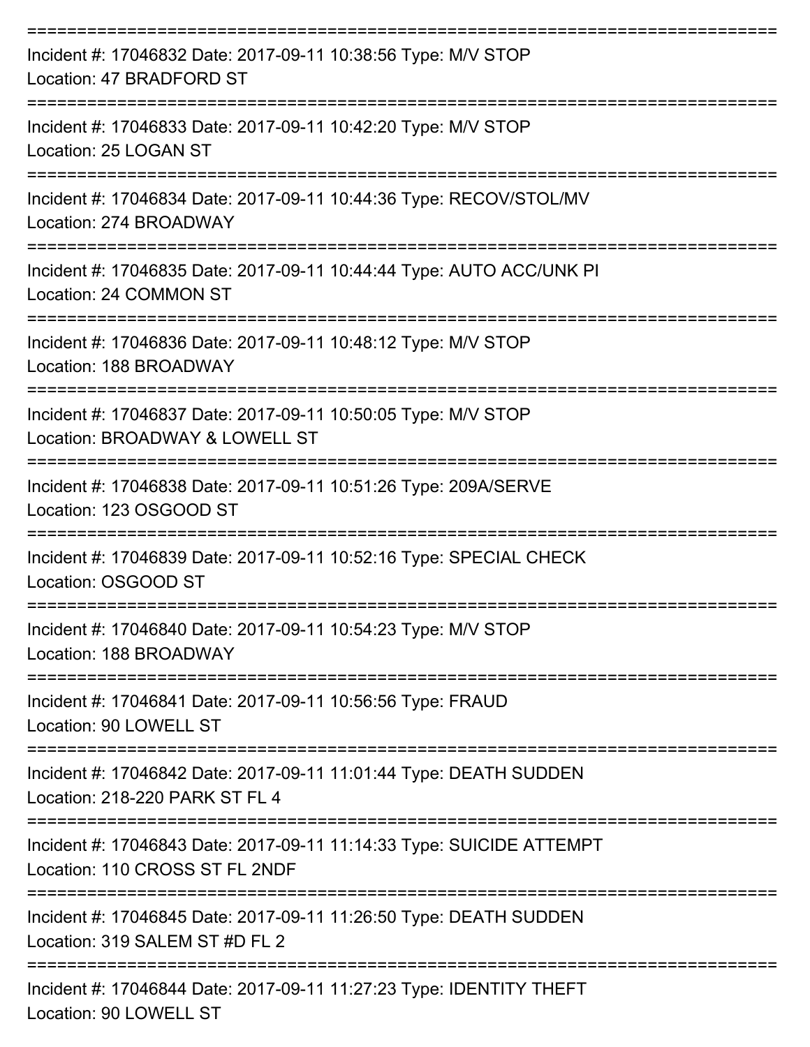===========================================================================
Incident #: 17046832 Date: 2017-09-11 10:38:56 Type: M/V STOP
Location: 47 BRADFORD ST
===========================================================================
Incident #: 17046833 Date: 2017-09-11 10:42:20 Type: M/V STOP
Location: 25 LOGAN ST
===========================================================================
Incident #: 17046834 Date: 2017-09-11 10:44:36 Type: RECOV/STOL/MV
Location: 274 BROADWAY
===========================================================================
Incident #: 17046835 Date: 2017-09-11 10:44:44 Type: AUTO ACC/UNK PI
Location: 24 COMMON ST
===========================================================================
Incident #: 17046836 Date: 2017-09-11 10:48:12 Type: M/V STOP
Location: 188 BROADWAY
===========================================================================
Incident #: 17046837 Date: 2017-09-11 10:50:05 Type: M/V STOP
Location: BROADWAY & LOWELL ST
===========================================================================
Incident #: 17046838 Date: 2017-09-11 10:51:26 Type: 209A/SERVE
Location: 123 OSGOOD ST
===========================================================================
Incident #: 17046839 Date: 2017-09-11 10:52:16 Type: SPECIAL CHECK
Location: OSGOOD ST
===========================================================================
Incident #: 17046840 Date: 2017-09-11 10:54:23 Type: M/V STOP
Location: 188 BROADWAY
===========================================================================
Incident #: 17046841 Date: 2017-09-11 10:56:56 Type: FRAUD
Location: 90 LOWELL ST
===========================================================================
Incident #: 17046842 Date: 2017-09-11 11:01:44 Type: DEATH SUDDEN
Location: 218-220 PARK ST FL 4
===========================================================================
Incident #: 17046843 Date: 2017-09-11 11:14:33 Type: SUICIDE ATTEMPT
Location: 110 CROSS ST FL 2NDF
===========================================================================
Incident #: 17046845 Date: 2017-09-11 11:26:50 Type: DEATH SUDDEN
Location: 319 SALEM ST #D FL 2
===========================================================================
Incident #: 17046844 Date: 2017-09-11 11:27:23 Type: IDENTITY THEFT
Location: 90 LOWELL ST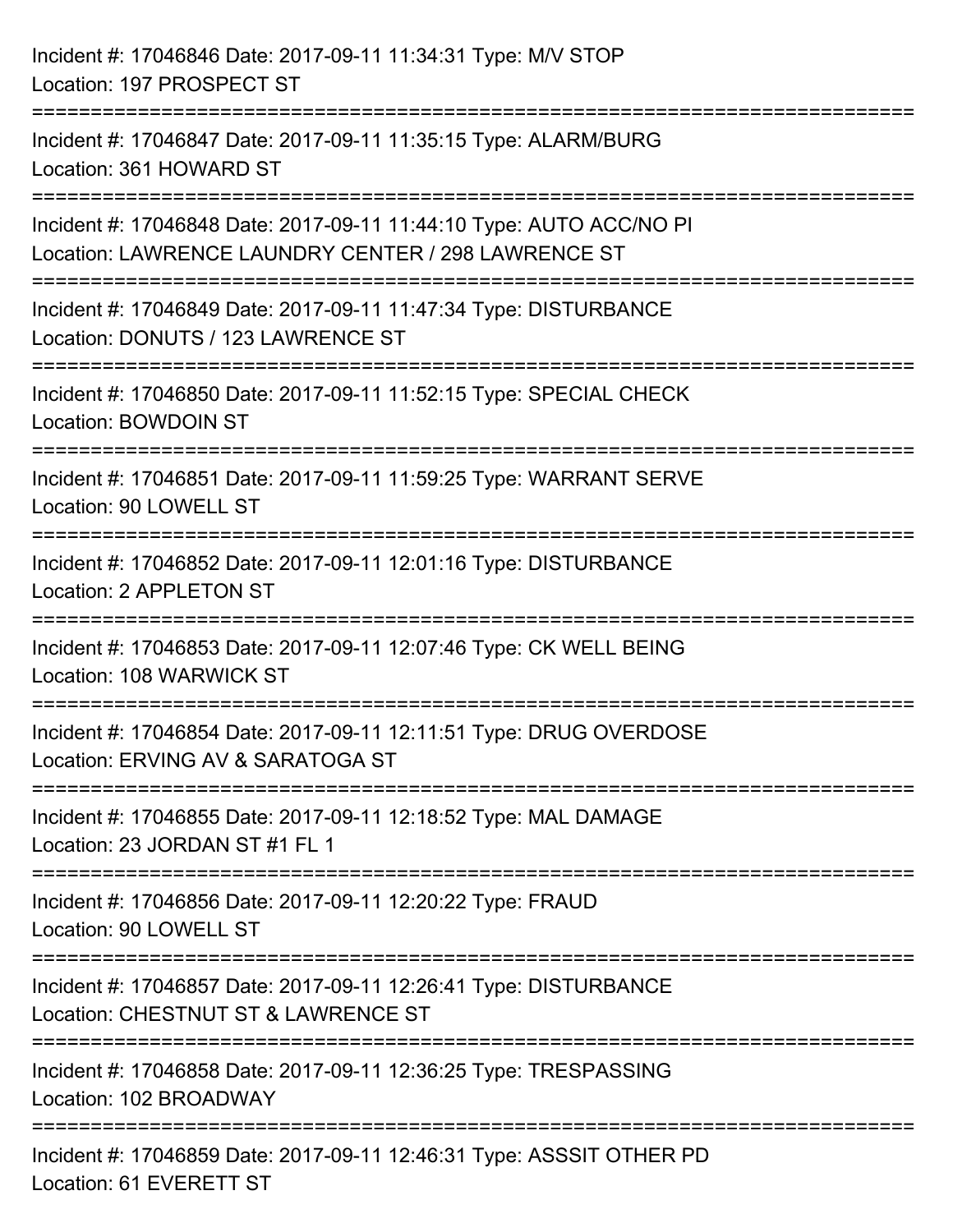Incident #: 17046846 Date: 2017-09-11 11:34:31 Type: M/V STOP
Location: 197 PROSPECT ST

===========================================================================

Incident #: 17046847 Date: 2017-09-11 11:35:15 Type: ALARM/BURG
Location: 361 HOWARD ST

===========================================================================

Incident #: 17046848 Date: 2017-09-11 11:44:10 Type: AUTO ACC/NO PI
Location: LAWRENCE LAUNDRY CENTER / 298 LAWRENCE ST

===========================================================================

Incident #: 17046849 Date: 2017-09-11 11:47:34 Type: DISTURBANCE
Location: DONUTS / 123 LAWRENCE ST

===========================================================================

Incident #: 17046850 Date: 2017-09-11 11:52:15 Type: SPECIAL CHECK
Location: BOWDOIN ST

===========================================================================

Incident #: 17046851 Date: 2017-09-11 11:59:25 Type: WARRANT SERVE
Location: 90 LOWELL ST

===========================================================================

Incident #: 17046852 Date: 2017-09-11 12:01:16 Type: DISTURBANCE
Location: 2 APPLETON ST

===========================================================================

Incident #: 17046853 Date: 2017-09-11 12:07:46 Type: CK WELL BEING
Location: 108 WARWICK ST

===========================================================================

Incident #: 17046854 Date: 2017-09-11 12:11:51 Type: DRUG OVERDOSE
Location: ERVING AV & SARATOGA ST

===========================================================================

Incident #: 17046855 Date: 2017-09-11 12:18:52 Type: MAL DAMAGE
Location: 23 JORDAN ST #1 FL 1

===========================================================================

Incident #: 17046856 Date: 2017-09-11 12:20:22 Type: FRAUD
Location: 90 LOWELL ST

===========================================================================

Incident #: 17046857 Date: 2017-09-11 12:26:41 Type: DISTURBANCE
Location: CHESTNUT ST & LAWRENCE ST

===========================================================================

Incident #: 17046858 Date: 2017-09-11 12:36:25 Type: TRESPASSING
Location: 102 BROADWAY

===========================================================================

Incident #: 17046859 Date: 2017-09-11 12:46:31 Type: ASSSIT OTHER PD
Location: 61 EVERETT ST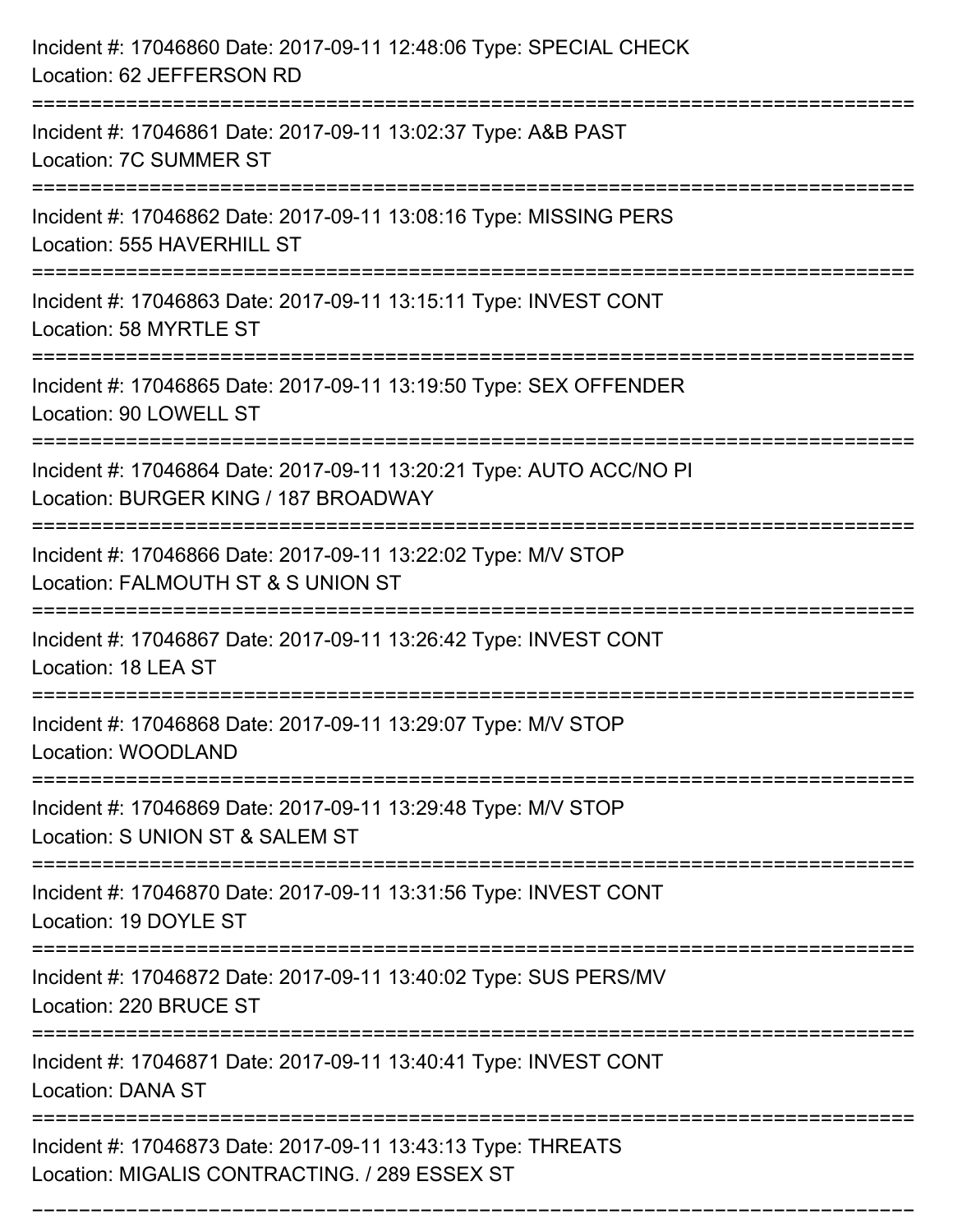Incident #: 17046860 Date: 2017-09-11 12:48:06 Type: SPECIAL CHECK
Location: 62 JEFFERSON RD

===========================================================================

Incident #: 17046861 Date: 2017-09-11 13:02:37 Type: A&B PAST
Location: 7C SUMMER ST

===========================================================================

Incident #: 17046862 Date: 2017-09-11 13:08:16 Type: MISSING PERS
Location: 555 HAVERHILL ST

===========================================================================

Incident #: 17046863 Date: 2017-09-11 13:15:11 Type: INVEST CONT
Location: 58 MYRTLE ST

===========================================================================

Incident #: 17046865 Date: 2017-09-11 13:19:50 Type: SEX OFFENDER
Location: 90 LOWELL ST

===========================================================================

Incident #: 17046864 Date: 2017-09-11 13:20:21 Type: AUTO ACC/NO PI
Location: BURGER KING / 187 BROADWAY

===========================================================================

Incident #: 17046866 Date: 2017-09-11 13:22:02 Type: M/V STOP
Location: FALMOUTH ST & S UNION ST

===========================================================================

Incident #: 17046867 Date: 2017-09-11 13:26:42 Type: INVEST CONT
Location: 18 LEA ST

===========================================================================

Incident #: 17046868 Date: 2017-09-11 13:29:07 Type: M/V STOP
Location: WOODLAND

===========================================================================

Incident #: 17046869 Date: 2017-09-11 13:29:48 Type: M/V STOP
Location: S UNION ST & SALEM ST

===========================================================================

Incident #: 17046870 Date: 2017-09-11 13:31:56 Type: INVEST CONT
Location: 19 DOYLE ST

===========================================================================

Incident #: 17046872 Date: 2017-09-11 13:40:02 Type: SUS PERS/MV
Location: 220 BRUCE ST

===========================================================================

Incident #: 17046871 Date: 2017-09-11 13:40:41 Type: INVEST CONT
Location: DANA ST

===========================================================================

Incident #: 17046873 Date: 2017-09-11 13:43:13 Type: THREATS
Location: MIGALIS CONTRACTING. / 289 ESSEX ST

===========================================================================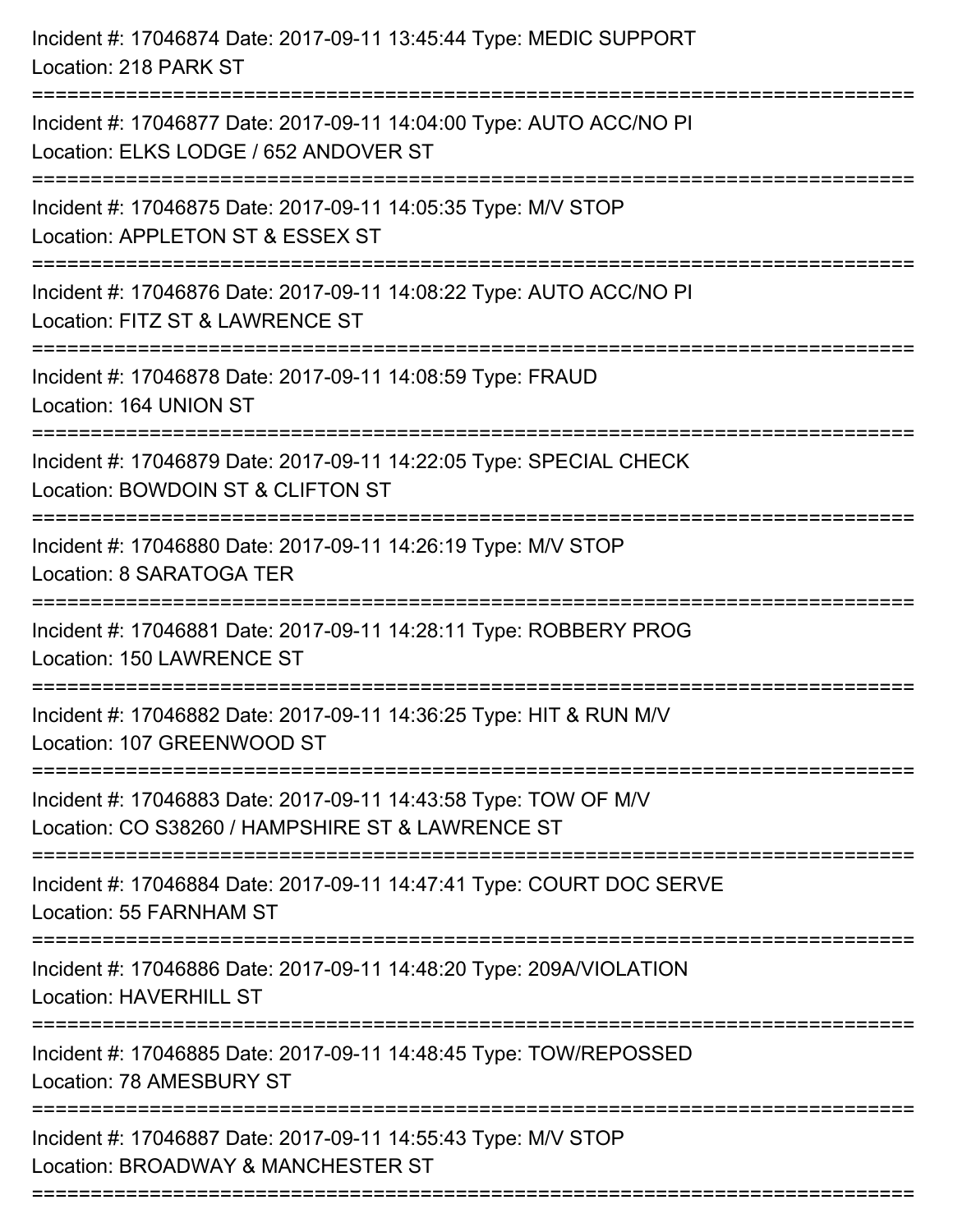Incident #: 17046874 Date: 2017-09-11 13:45:44 Type: MEDIC SUPPORT
Location: 218 PARK ST

===========================================================================

Incident #: 17046877 Date: 2017-09-11 14:04:00 Type: AUTO ACC/NO PI
Location: ELKS LODGE / 652 ANDOVER ST

===========================================================================

Incident #: 17046875 Date: 2017-09-11 14:05:35 Type: M/V STOP
Location: APPLETON ST & ESSEX ST

===========================================================================

Incident #: 17046876 Date: 2017-09-11 14:08:22 Type: AUTO ACC/NO PI
Location: FITZ ST & LAWRENCE ST

===========================================================================

Incident #: 17046878 Date: 2017-09-11 14:08:59 Type: FRAUD
Location: 164 UNION ST

===========================================================================

Incident #: 17046879 Date: 2017-09-11 14:22:05 Type: SPECIAL CHECK
Location: BOWDOIN ST & CLIFTON ST

===========================================================================

Incident #: 17046880 Date: 2017-09-11 14:26:19 Type: M/V STOP
Location: 8 SARATOGA TER

===========================================================================

Incident #: 17046881 Date: 2017-09-11 14:28:11 Type: ROBBERY PROG
Location: 150 LAWRENCE ST

===========================================================================

Incident #: 17046882 Date: 2017-09-11 14:36:25 Type: HIT & RUN M/V
Location: 107 GREENWOOD ST

===========================================================================

Incident #: 17046883 Date: 2017-09-11 14:43:58 Type: TOW OF M/V
Location: CO S38260 / HAMPSHIRE ST & LAWRENCE ST

===========================================================================

Incident #: 17046884 Date: 2017-09-11 14:47:41 Type: COURT DOC SERVE
Location: 55 FARNHAM ST

===========================================================================

Incident #: 17046886 Date: 2017-09-11 14:48:20 Type: 209A/VIOLATION
Location: HAVERHILL ST

===========================================================================

Incident #: 17046885 Date: 2017-09-11 14:48:45 Type: TOW/REPOSSED
Location: 78 AMESBURY ST

===========================================================================

Incident #: 17046887 Date: 2017-09-11 14:55:43 Type: M/V STOP
Location: BROADWAY & MANCHESTER ST

===========================================================================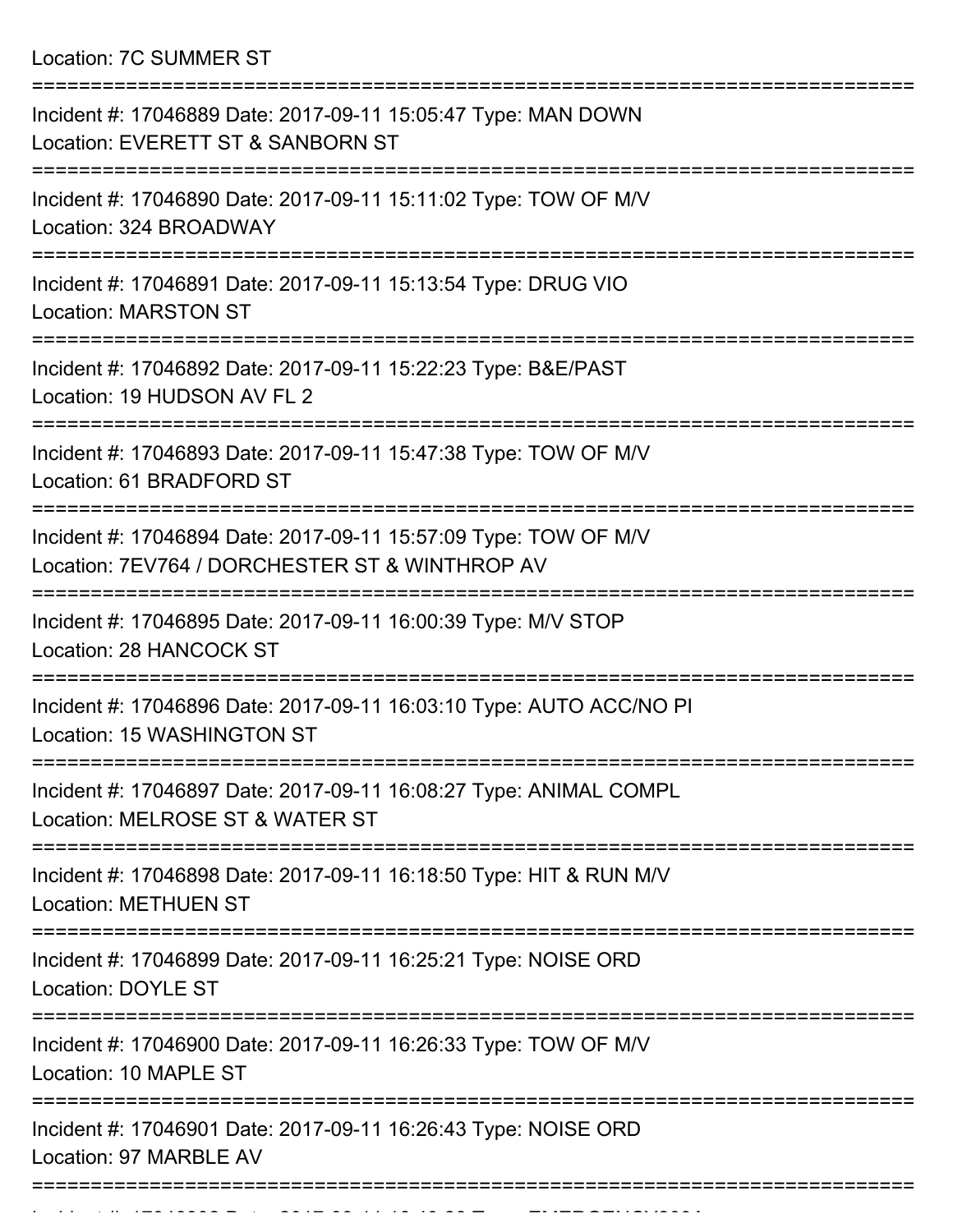Location: 7C SUMMER ST

===========================================================================

Incident #: 17046889 Date: 2017-09-11 15:05:47 Type: MAN DOWN
Location: EVERETT ST & SANBORN ST

===========================================================================

Incident #: 17046890 Date: 2017-09-11 15:11:02 Type: TOW OF M/V
Location: 324 BROADWAY

===========================================================================

Incident #: 17046891 Date: 2017-09-11 15:13:54 Type: DRUG VIO
Location: MARSTON ST

===========================================================================

Incident #: 17046892 Date: 2017-09-11 15:22:23 Type: B&E/PAST
Location: 19 HUDSON AV FL 2

===========================================================================

Incident #: 17046893 Date: 2017-09-11 15:47:38 Type: TOW OF M/V
Location: 61 BRADFORD ST

===========================================================================

Incident #: 17046894 Date: 2017-09-11 15:57:09 Type: TOW OF M/V
Location: 7EV764 / DORCHESTER ST & WINTHROP AV

===========================================================================

Incident #: 17046895 Date: 2017-09-11 16:00:39 Type: M/V STOP
Location: 28 HANCOCK ST

===========================================================================

Incident #: 17046896 Date: 2017-09-11 16:03:10 Type: AUTO ACC/NO PI
Location: 15 WASHINGTON ST

===========================================================================

Incident #: 17046897 Date: 2017-09-11 16:08:27 Type: ANIMAL COMPL
Location: MELROSE ST & WATER ST

===========================================================================

Incident #: 17046898 Date: 2017-09-11 16:18:50 Type: HIT & RUN M/V
Location: METHUEN ST

===========================================================================

Incident #: 17046899 Date: 2017-09-11 16:25:21 Type: NOISE ORD
Location: DOYLE ST

===========================================================================

Incident #: 17046900 Date: 2017-09-11 16:26:33 Type: TOW OF M/V
Location: 10 MAPLE ST

===========================================================================

Incident #: 17046901 Date: 2017-09-11 16:26:43 Type: NOISE ORD
Location: 97 MARBLE AV

===========================================================================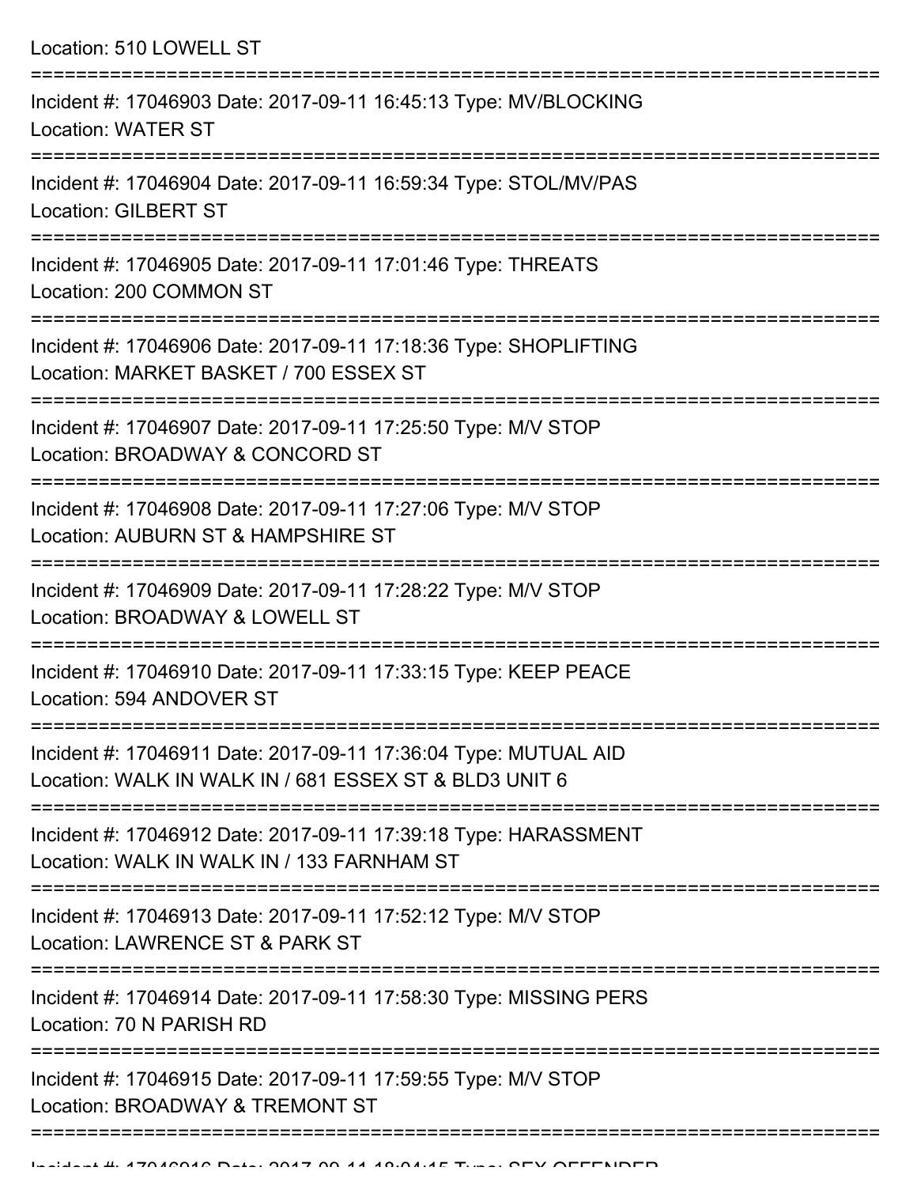Location: 510 LOWELL ST

===========================================================================

Incident #: 17046903 Date: 2017-09-11 16:45:13 Type: MV/BLOCKING
Location: WATER ST

===========================================================================

Incident #: 17046904 Date: 2017-09-11 16:59:34 Type: STOL/MV/PAS
Location: GILBERT ST

===========================================================================

Incident #: 17046905 Date: 2017-09-11 17:01:46 Type: THREATS
Location: 200 COMMON ST

===========================================================================

Incident #: 17046906 Date: 2017-09-11 17:18:36 Type: SHOPLIFTING
Location: MARKET BASKET / 700 ESSEX ST

===========================================================================

Incident #: 17046907 Date: 2017-09-11 17:25:50 Type: M/V STOP
Location: BROADWAY & CONCORD ST

===========================================================================

Incident #: 17046908 Date: 2017-09-11 17:27:06 Type: M/V STOP
Location: AUBURN ST & HAMPSHIRE ST

===========================================================================

Incident #: 17046909 Date: 2017-09-11 17:28:22 Type: M/V STOP
Location: BROADWAY & LOWELL ST

===========================================================================

Incident #: 17046910 Date: 2017-09-11 17:33:15 Type: KEEP PEACE
Location: 594 ANDOVER ST

===========================================================================

Incident #: 17046911 Date: 2017-09-11 17:36:04 Type: MUTUAL AID
Location: WALK IN WALK IN / 681 ESSEX ST & BLD3 UNIT 6

===========================================================================

Incident #: 17046912 Date: 2017-09-11 17:39:18 Type: HARASSMENT
Location: WALK IN WALK IN / 133 FARNHAM ST

===========================================================================

Incident #: 17046913 Date: 2017-09-11 17:52:12 Type: M/V STOP
Location: LAWRENCE ST & PARK ST

===========================================================================

Incident #: 17046914 Date: 2017-09-11 17:58:30 Type: MISSING PERS
Location: 70 N PARISH RD

===========================================================================

Incident #: 17046915 Date: 2017-09-11 17:59:55 Type: M/V STOP
Location: BROADWAY & TREMONT ST

===========================================================================

Incident #: 17046916 Date: 2017-09-11 18:04:15 Type: SEX OFFENDER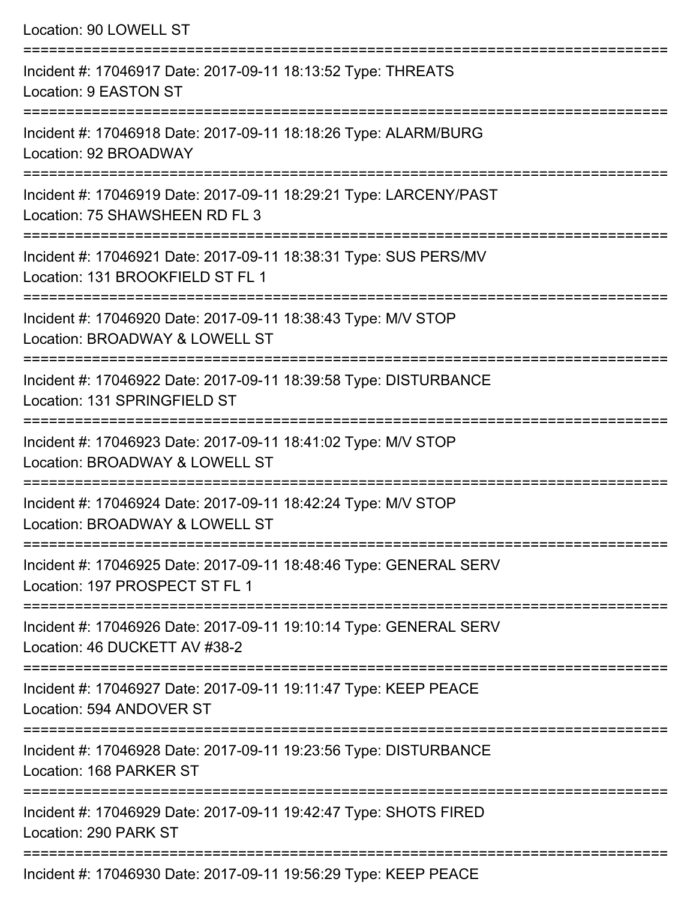Location: 90 LOWELL ST

===========================================================================

Incident #: 17046917 Date: 2017-09-11 18:13:52 Type: THREATS
Location: 9 EASTON ST

===========================================================================

Incident #: 17046918 Date: 2017-09-11 18:18:26 Type: ALARM/BURG
Location: 92 BROADWAY

===========================================================================

Incident #: 17046919 Date: 2017-09-11 18:29:21 Type: LARCENY/PAST
Location: 75 SHAWSHEEN RD FL 3

===========================================================================

Incident #: 17046921 Date: 2017-09-11 18:38:31 Type: SUS PERS/MV
Location: 131 BROOKFIELD ST FL 1

===========================================================================

Incident #: 17046920 Date: 2017-09-11 18:38:43 Type: M/V STOP
Location: BROADWAY & LOWELL ST

===========================================================================

Incident #: 17046922 Date: 2017-09-11 18:39:58 Type: DISTURBANCE
Location: 131 SPRINGFIELD ST

===========================================================================

Incident #: 17046923 Date: 2017-09-11 18:41:02 Type: M/V STOP
Location: BROADWAY & LOWELL ST

===========================================================================

Incident #: 17046924 Date: 2017-09-11 18:42:24 Type: M/V STOP
Location: BROADWAY & LOWELL ST

===========================================================================

Incident #: 17046925 Date: 2017-09-11 18:48:46 Type: GENERAL SERV
Location: 197 PROSPECT ST FL 1

===========================================================================

Incident #: 17046926 Date: 2017-09-11 19:10:14 Type: GENERAL SERV
Location: 46 DUCKETT AV #38-2

===========================================================================

Incident #: 17046927 Date: 2017-09-11 19:11:47 Type: KEEP PEACE
Location: 594 ANDOVER ST

===========================================================================

Incident #: 17046928 Date: 2017-09-11 19:23:56 Type: DISTURBANCE
Location: 168 PARKER ST

===========================================================================

Incident #: 17046929 Date: 2017-09-11 19:42:47 Type: SHOTS FIRED
Location: 290 PARK ST

===========================================================================

Incident #: 17046930 Date: 2017-09-11 19:56:29 Type: KEEP PEACE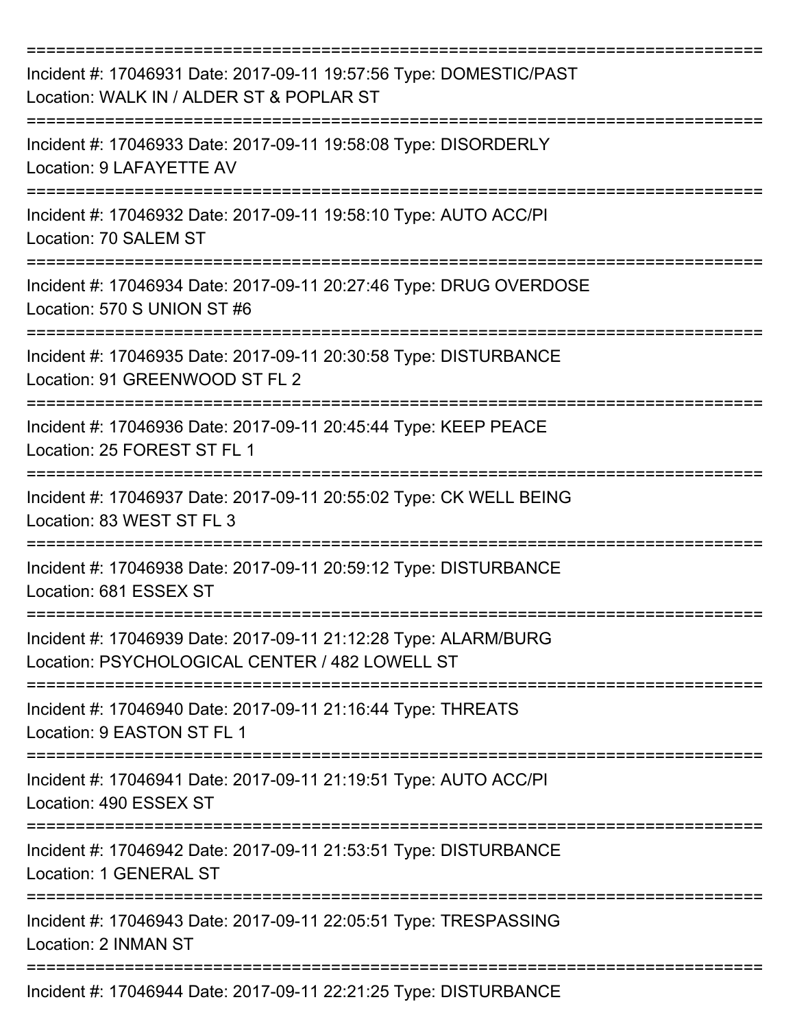===========================================================================

Incident #: 17046931 Date: 2017-09-11 19:57:56 Type: DOMESTIC/PAST
Location: WALK IN / ALDER ST & POPLAR ST

===========================================================================

Incident #: 17046933 Date: 2017-09-11 19:58:08 Type: DISORDERLY
Location: 9 LAFAYETTE AV

===========================================================================

Incident #: 17046932 Date: 2017-09-11 19:58:10 Type: AUTO ACC/PI
Location: 70 SALEM ST

===========================================================================

Incident #: 17046934 Date: 2017-09-11 20:27:46 Type: DRUG OVERDOSE
Location: 570 S UNION ST #6

===========================================================================

Incident #: 17046935 Date: 2017-09-11 20:30:58 Type: DISTURBANCE
Location: 91 GREENWOOD ST FL 2

===========================================================================

Incident #: 17046936 Date: 2017-09-11 20:45:44 Type: KEEP PEACE
Location: 25 FOREST ST FL 1

===========================================================================

Incident #: 17046937 Date: 2017-09-11 20:55:02 Type: CK WELL BEING
Location: 83 WEST ST FL 3

===========================================================================

Incident #: 17046938 Date: 2017-09-11 20:59:12 Type: DISTURBANCE
Location: 681 ESSEX ST

===========================================================================

Incident #: 17046939 Date: 2017-09-11 21:12:28 Type: ALARM/BURG
Location: PSYCHOLOGICAL CENTER / 482 LOWELL ST

===========================================================================

Incident #: 17046940 Date: 2017-09-11 21:16:44 Type: THREATS
Location: 9 EASTON ST FL 1

===========================================================================

Incident #: 17046941 Date: 2017-09-11 21:19:51 Type: AUTO ACC/PI
Location: 490 ESSEX ST

===========================================================================

Incident #: 17046942 Date: 2017-09-11 21:53:51 Type: DISTURBANCE
Location: 1 GENERAL ST

===========================================================================

Incident #: 17046943 Date: 2017-09-11 22:05:51 Type: TRESPASSING
Location: 2 INMAN ST

===========================================================================

Incident #: 17046944 Date: 2017-09-11 22:21:25 Type: DISTURBANCE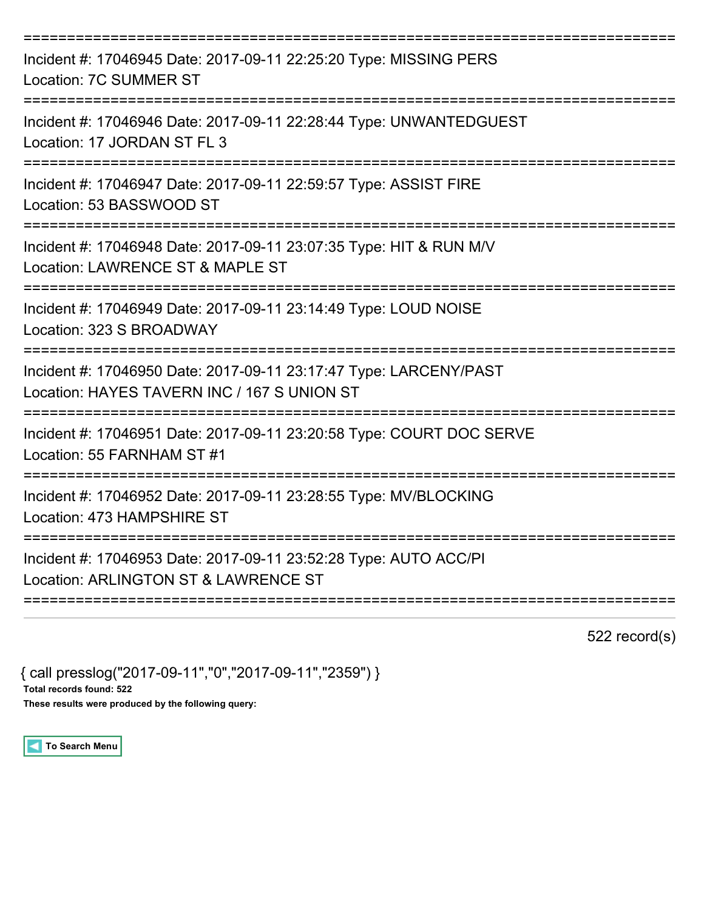===========================================================================
Incident #: 17046945 Date: 2017-09-11 22:25:20 Type: MISSING PERS
Location: 7C SUMMER ST
===========================================================================
Incident #: 17046946 Date: 2017-09-11 22:28:44 Type: UNWANTEDGUEST
Location: 17 JORDAN ST FL 3
===========================================================================
Incident #: 17046947 Date: 2017-09-11 22:59:57 Type: ASSIST FIRE
Location: 53 BASSWOOD ST
===========================================================================
Incident #: 17046948 Date: 2017-09-11 23:07:35 Type: HIT & RUN M/V
Location: LAWRENCE ST & MAPLE ST
===========================================================================
Incident #: 17046949 Date: 2017-09-11 23:14:49 Type: LOUD NOISE
Location: 323 S BROADWAY
===========================================================================
Incident #: 17046950 Date: 2017-09-11 23:17:47 Type: LARCENY/PAST
Location: HAYES TAVERN INC / 167 S UNION ST
===========================================================================
Incident #: 17046951 Date: 2017-09-11 23:20:58 Type: COURT DOC SERVE
Location: 55 FARNHAM ST #1
===========================================================================
Incident #: 17046952 Date: 2017-09-11 23:28:55 Type: MV/BLOCKING
Location: 473 HAMPSHIRE ST
===========================================================================
Incident #: 17046953 Date: 2017-09-11 23:52:28 Type: AUTO ACC/PI
Location: ARLINGTON ST & LAWRENCE ST
===========================================================================

522 record(s)

{ call presslog("2017-09-11","0","2017-09-11","2359") }

**Total records found: 522**

**These results were produced by the following query:**

To Search Menu